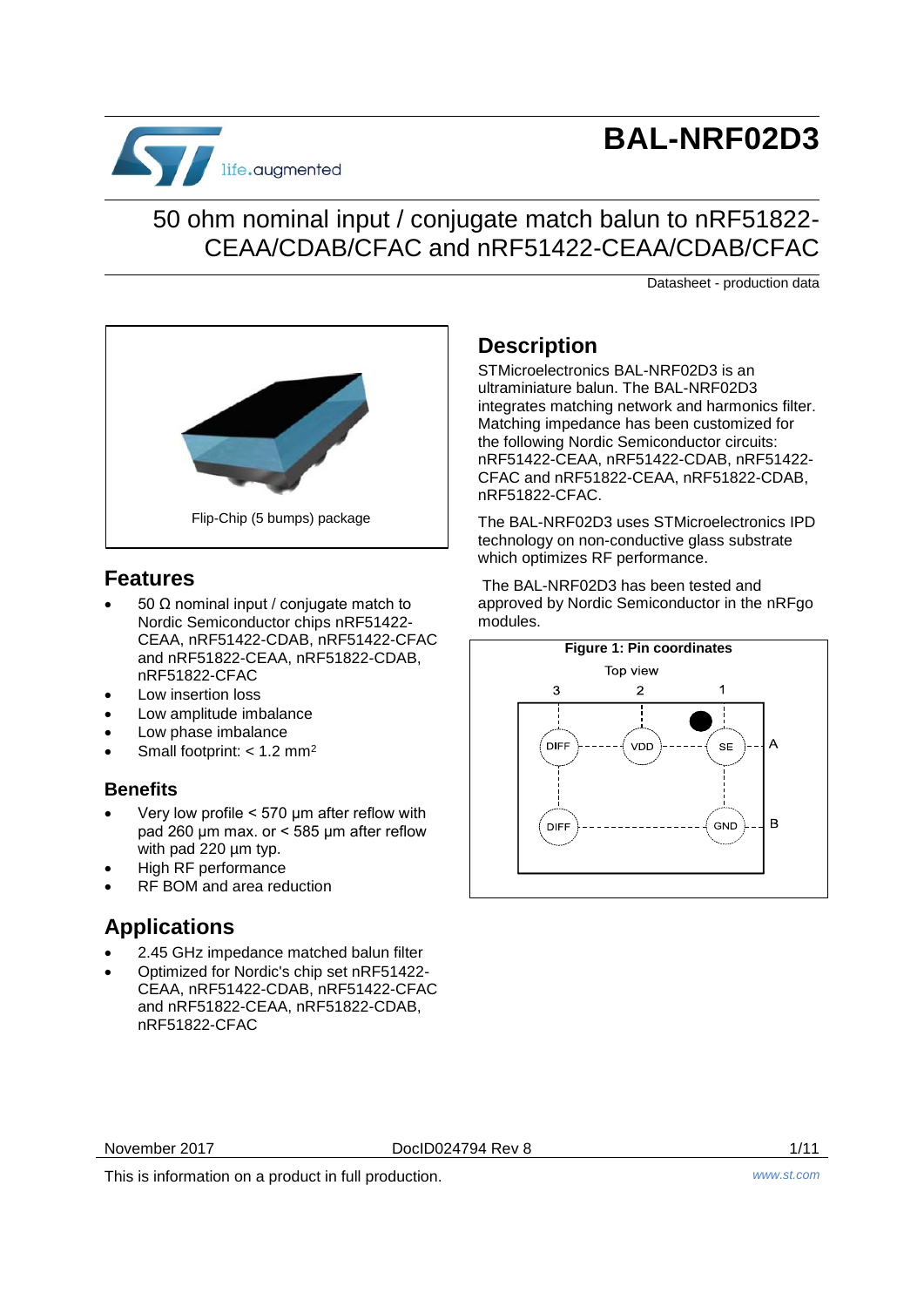# BAL-NRF02D3

## 50 ohm nominal input / conjugate match balun to nRF51822-CEAA/CDAB/CFAC and nRF51422-CEAA/CDAB/CFAC

Datasheet - production data

Flip-Chip (5 bumps) package

## Features

- 50 Ω nominal input / conjugate match to Nordic Semiconductor chips nRF51422-CEAA, nRF51422-CDAB, nRF51422-CFAC and nRF51822-CEAA, nRF51822-CDAB, nRF51822-CFAC
- Low insertion loss
- Low amplitude imbalance
- Low phase imbalance
- Small footprint: < 1.2 $mm^2$

### Benefits

- Very low profile < 570 µm after reflow with pad 260 µm max. or < 585 µm after reflow with pad 220 µm typ.
- High RF performance
- RF BOM and area reduction

## Applications

- 2.45 GHz impedance matched balun filter
- Optimized for Nordic's chip set nRF51422-CEAA, nRF51422-CDAB, nRF51422-CFAC and nRF51822-CEAA, nRF51822-CDAB, nRF51822-CFAC

## Description

STMicroelectronics BAL-NRF02D3 is an ultraminiature balun. The BAL-NRF02D3 integrates matching network and harmonics filter. Matching impedance has been customized for the following Nordic Semiconductor circuits: nRF51422-CEAA, nRF51422-CDAB, nRF51422-CFAC and nRF51822-CEAA, nRF51822-CDAB, nRF51822-CFAC.

The BAL-NRF02D3 uses STMicroelectronics IPD technology on non-conductive glass substrate which optimizes RF performance.

The BAL-NRF02D3 has been tested and approved by Nordic Semiconductor in the nRFgo modules.

**Figure 1: Pin coordinates**

Top view

| | 3 | 2 | 1 |
|---|---|---|---|
| A | DIFF | VDD | SE |
| B | DIFF | | GND |

This is information on a product in full production.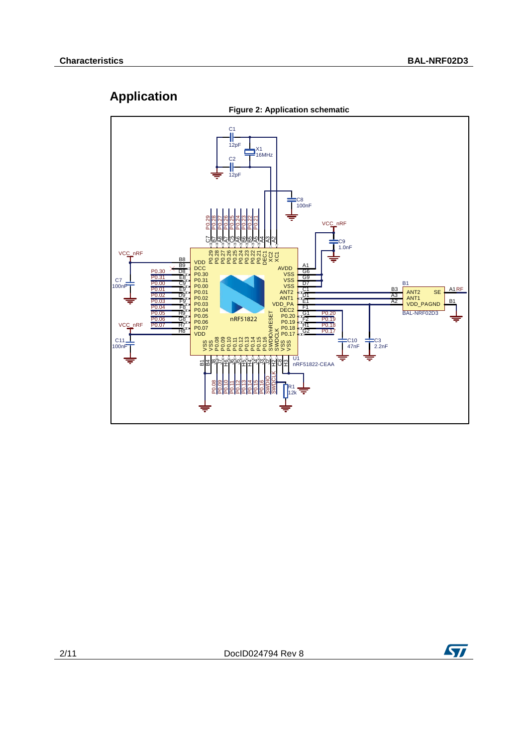## Application

**Figure 2: Application schematic**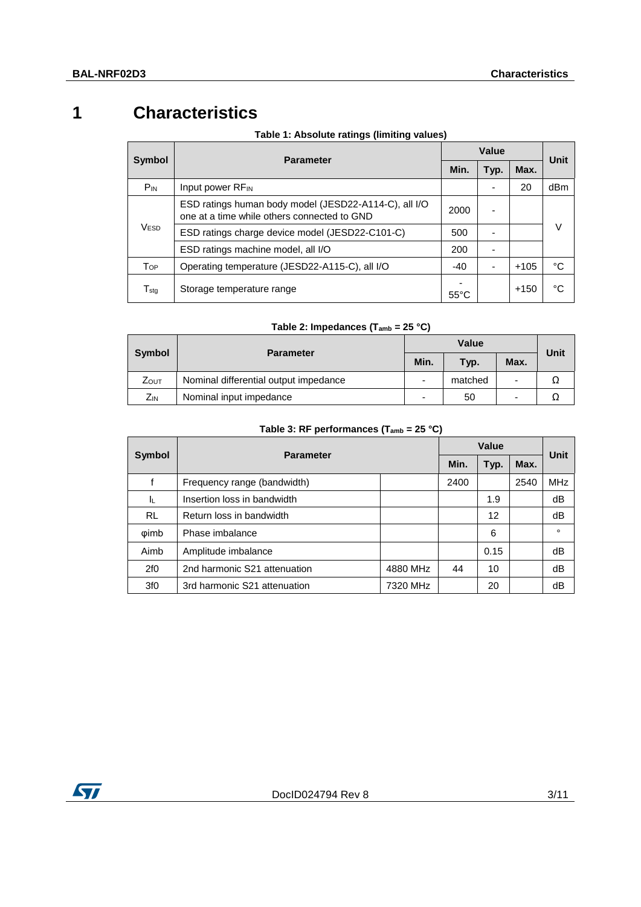# 1 Characteristics

**Table 1: Absolute ratings (limiting values)**

| Symbol | Parameter | Value | | | Unit |
|---|---|---|---|---|---|
| | | Min. | Typ. | Max. | |
| $P_{IN}$ | Input power $RF_{IN}$ | | - | 20 | dBm |
| $V_{ESD}$ | ESD ratings human body model (JESD22-A114-C), all I/O one at a time while others connected to GND | 2000 | - | | V |
| | ESD ratings charge device model (JESD22-C101-C) | 500 | - | | |
| | ESD ratings machine model, all I/O | 200 | - | | |
| $T_{OP}$ | Operating temperature (JESD22-A115-C), all I/O | -40 | - | +105 | °C |
| $T_{stg}$ | Storage temperature range | - 55°C | | +150 | °C |

**Table 2: Impedances ($T_{amb}$ = 25 °C)**

| Symbol | Parameter | Value | | | Unit |
|---|---|---|---|---|---|
| | | Min. | Typ. | Max. | |
| $Z_{OUT}$ | Nominal differential output impedance | - | matched | - | Ω |
| $Z_{IN}$ | Nominal input impedance | - | 50 | - | Ω |

**Table 3: RF performances ($T_{amb}$ = 25 °C)**

| Symbol | Parameter | | Value | | | Unit |
|---|---|---|---|---|---|---|
| | | | Min. | Typ. | Max. | |
| f | Frequency range (bandwidth) | | 2400 | | 2540 | MHz |
| $I_L$ | Insertion loss in bandwidth | | | 1.9 | | dB |
| RL | Return loss in bandwidth | | | 12 | | dB |
| φimb | Phase imbalance | | | 6 | | ° |
| Aimb | Amplitude imbalance | | | 0.15 | | dB |
| 2f0 | 2nd harmonic S21 attenuation | 4880 MHz | 44 | 10 | | dB |
| 3f0 | 3rd harmonic S21 attenuation | 7320 MHz | | 20 | | dB |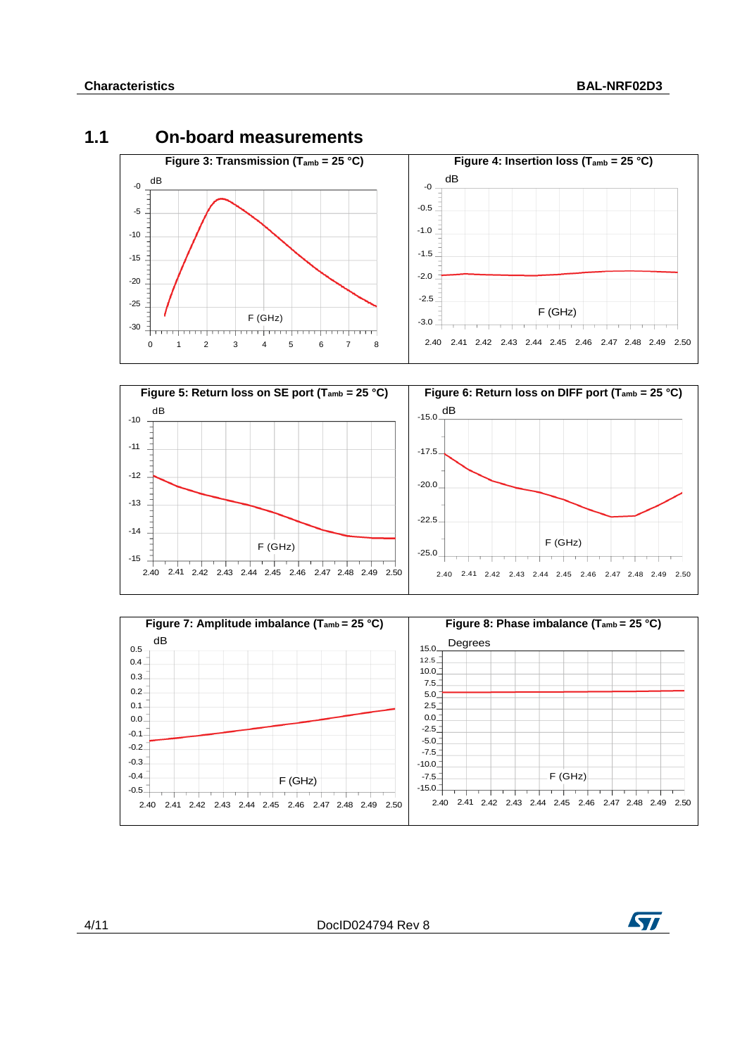## 1.1 On-board measurements

**Figure 3: Transmission ($T_{amb}$ = 25 °C)**

**Figure 4: Insertion loss ($T_{amb}$ = 25 °C)**

**Figure 5: Return loss on SE port ($T_{amb}$ = 25 °C)**

**Figure 6: Return loss on DIFF port ($T_{amb}$ = 25 °C)**

**Figure 7: Amplitude imbalance ($T_{amb}$ = 25 °C)**

**Figure 8: Phase imbalance ($T_{amb}$ = 25 °C)**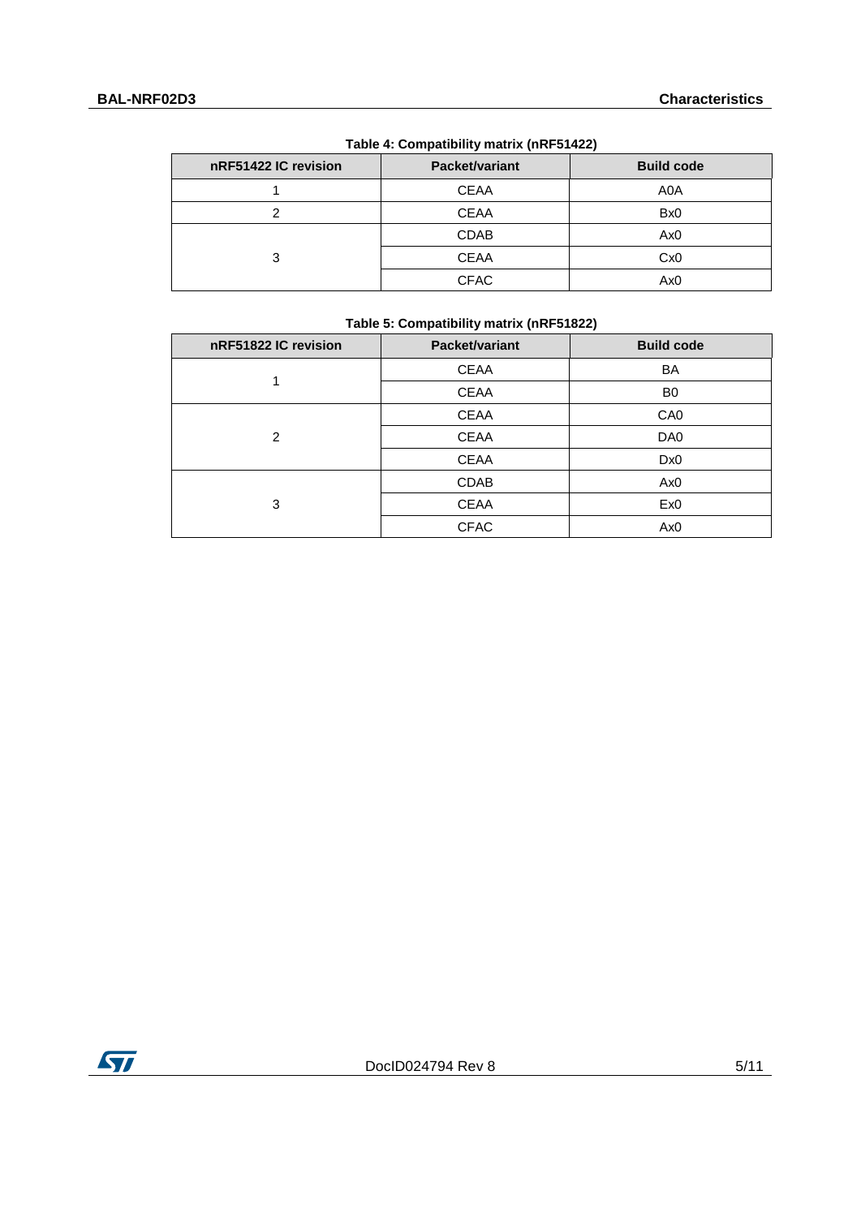**Table 4: Compatibility matrix (nRF51422)**

| nRF51422 IC revision | Packet/variant | Build code |
|---|---|---|
| 1 | CEAA | A0A |
| 2 | CEAA | Bx0 |
| 3 | CDAB | Ax0 |
| | CEAA | Cx0 |
| | CFAC | Ax0 |

**Table 5: Compatibility matrix (nRF51822)**

| nRF51822 IC revision | Packet/variant | Build code |
|---|---|---|
| 1 | CEAA | BA |
| | CEAA | B0 |
| 2 | CEAA | CA0 |
| | CEAA | DA0 |
| | CEAA | Dx0 |
| 3 | CDAB | Ax0 |
| | CEAA | Ex0 |
| | CFAC | Ax0 |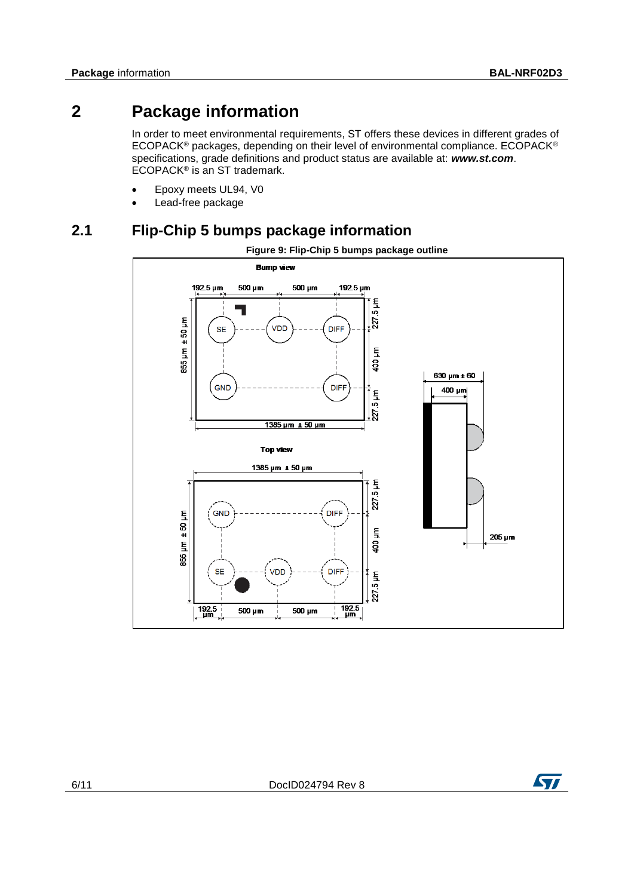# 2 Package information

In order to meet environmental requirements, ST offers these devices in different grades of ECOPACK® packages, depending on their level of environmental compliance. ECOPACK® specifications, grade definitions and product status are available at: ***www.st.com***. ECOPACK® is an ST trademark.

- Epoxy meets UL94, V0
- Lead-free package

## 2.1 Flip-Chip 5 bumps package information

**Figure 9: Flip-Chip 5 bumps package outline**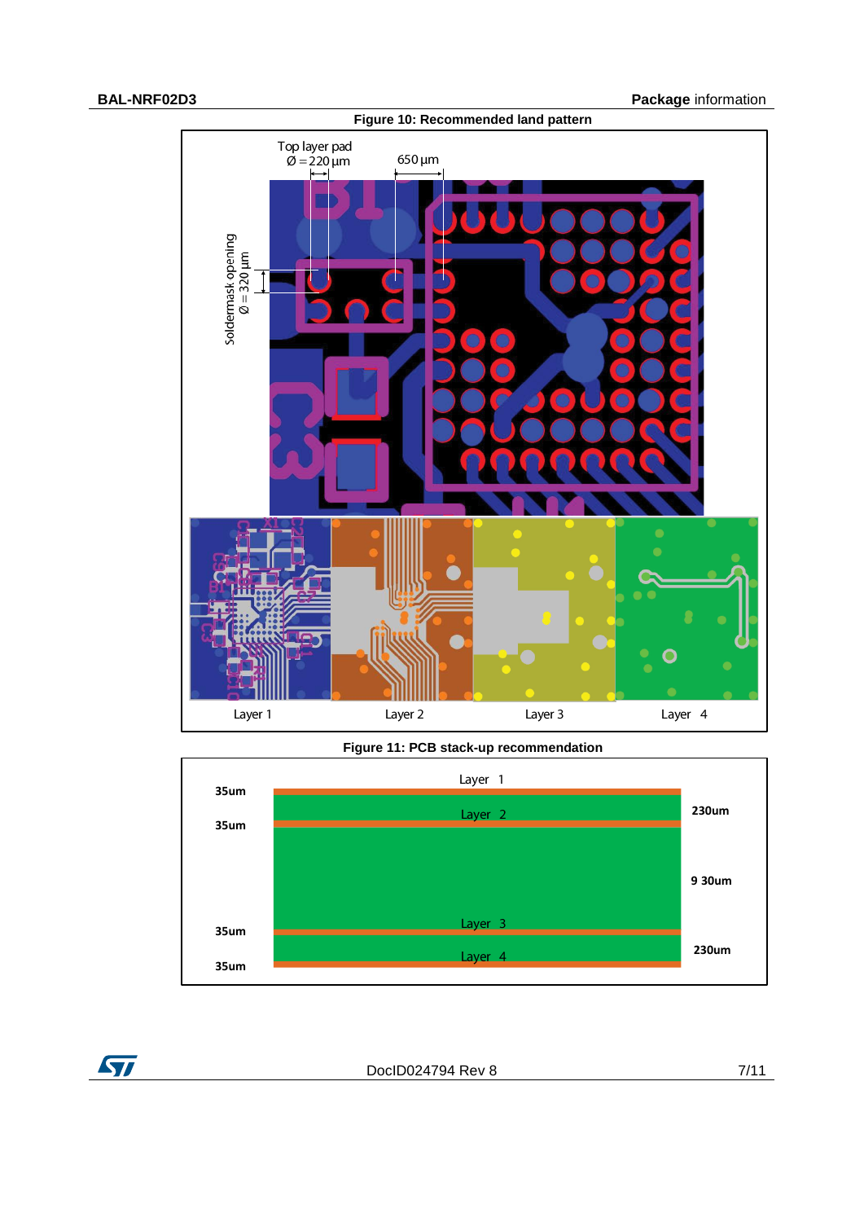Figure 10: Recommended land pattern

Figure 11: PCB stack-up recommendation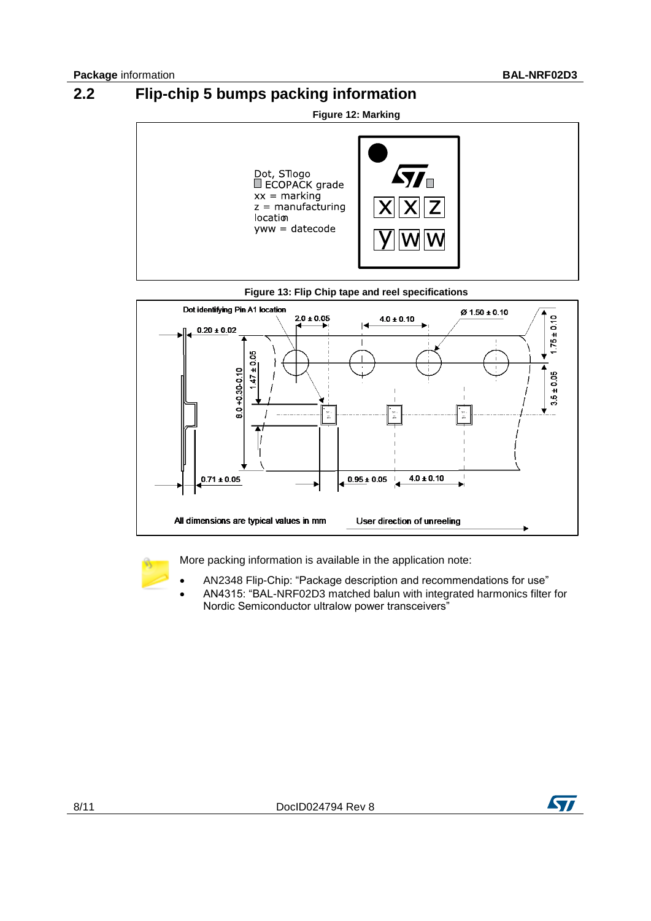## 2.2 Flip-chip 5 bumps packing information

Figure 12: Marking

Dot, ST logo
ECOPACK grade
xx = marking
z = manufacturing location
yww = datecode

Figure 13: Flip Chip tape and reel specifications

Dot identifying Pin A1 location

All dimensions are typical values in mm

User direction of unreeling

More packing information is available in the application note:

- AN2348 Flip-Chip: "Package description and recommendations for use"
- AN4315: "BAL-NRF02D3 matched balun with integrated harmonics filter for Nordic Semiconductor ultralow power transceivers"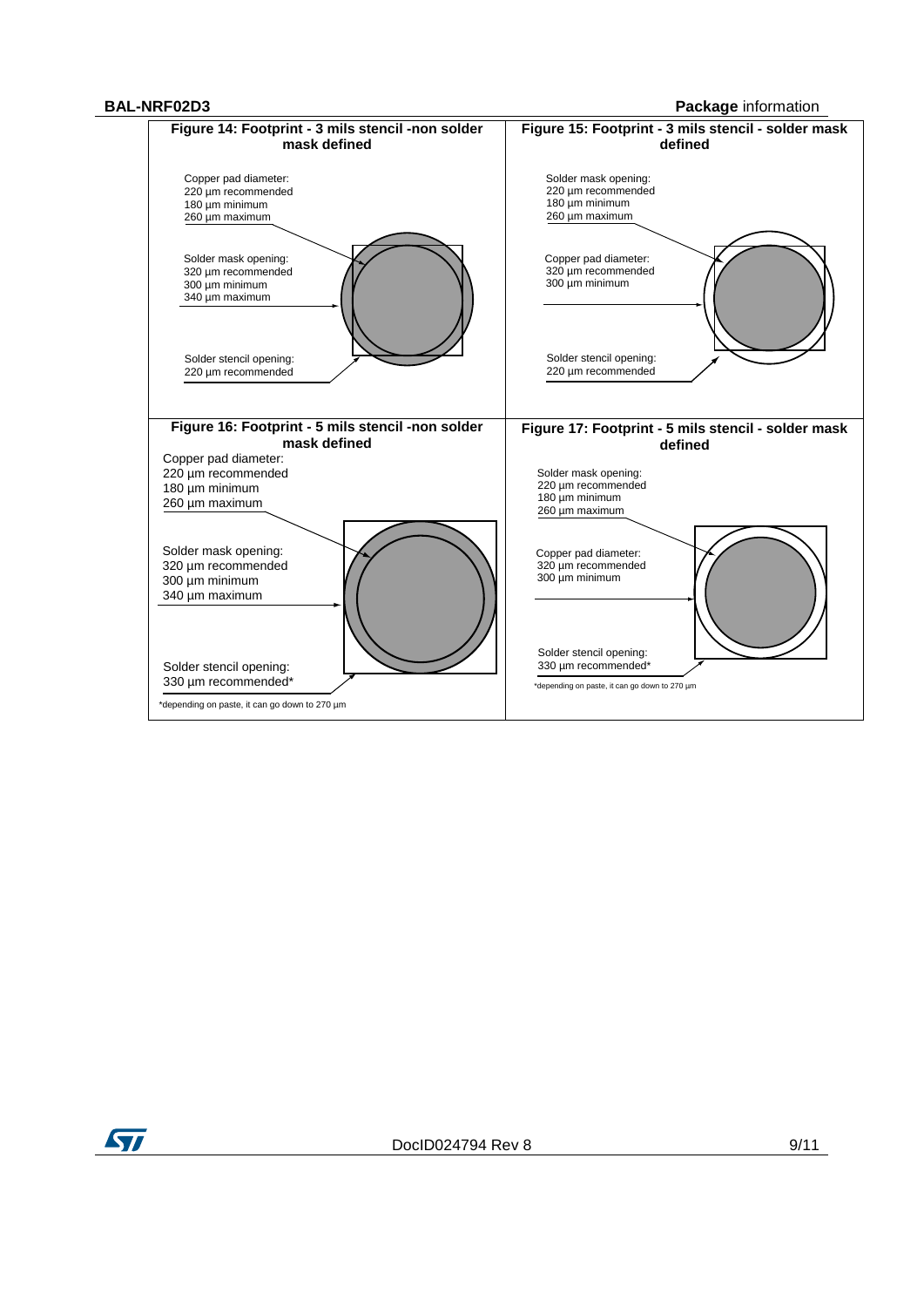**Figure 14: Footprint - 3 mils stencil -non solder mask defined**

Copper pad diameter:
220 µm recommended
180 µm minimum
260 µm maximum

Solder mask opening:
320 µm recommended
300 µm minimum
340 µm maximum

Solder stencil opening:
220 µm recommended

**Figure 15: Footprint - 3 mils stencil - solder mask defined**

Solder mask opening:
220 µm recommended
180 µm minimum
260 µm maximum

Copper pad diameter:
320 µm recommended
300 µm minimum

Solder stencil opening:
220 µm recommended

**Figure 16: Footprint - 5 mils stencil -non solder mask defined**

Copper pad diameter:
220 µm recommended
180 µm minimum
260 µm maximum

Solder mask opening:
320 µm recommended
300 µm minimum
340 µm maximum

Solder stencil opening:
330 µm recommended*

*depending on paste, it can go down to 270 µm

**Figure 17: Footprint - 5 mils stencil - solder mask defined**

Solder mask opening:
220 µm recommended
180 µm minimum
260 µm maximum

Copper pad diameter:
320 µm recommended
300 µm minimum

Solder stencil opening:
330 µm recommended*

*depending on paste, it can go down to 270 µm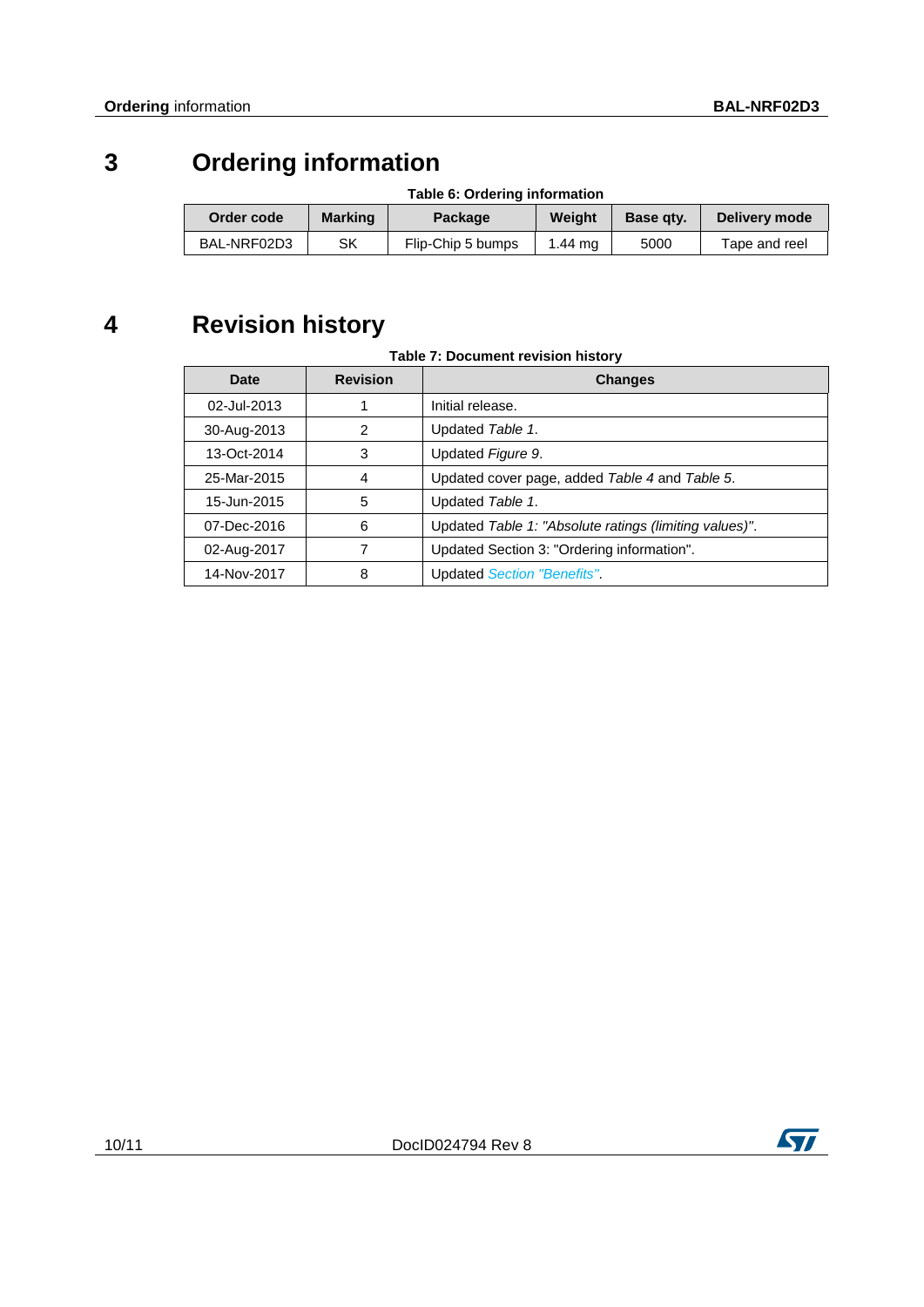# 3 Ordering information

Table 6: Ordering information

| Order code | Marking | Package | Weight | Base qty. | Delivery mode |
|---|---|---|---|---|---|
| BAL-NRF02D3 | SK | Flip-Chip 5 bumps | 1.44 mg | 5000 | Tape and reel |

# 4 Revision history

Table 7: Document revision history

| Date | Revision | Changes |
|---|---|---|
| 02-Jul-2013 | 1 | Initial release. |
| 30-Aug-2013 | 2 | Updated *Table 1*. |
| 13-Oct-2014 | 3 | Updated *Figure 9*. |
| 25-Mar-2015 | 4 | Updated cover page, added *Table 4* and *Table 5*. |
| 15-Jun-2015 | 5 | Updated *Table 1*. |
| 07-Dec-2016 | 6 | Updated *Table 1: "Absolute ratings (limiting values)"*. |
| 02-Aug-2017 | 7 | Updated Section 3: "Ordering information". |
| 14-Nov-2017 | 8 | Updated *Section "Benefits"*. |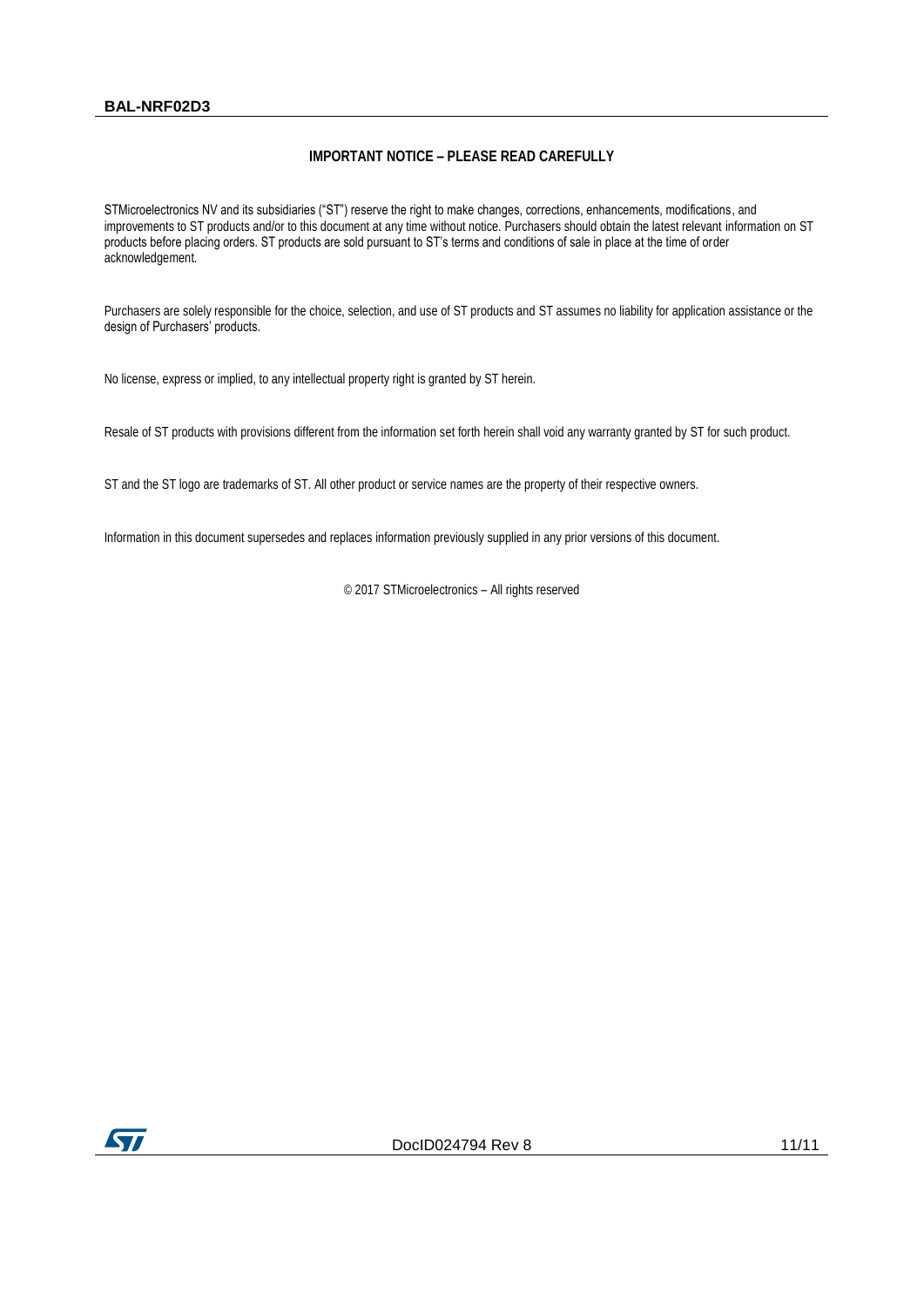## IMPORTANT NOTICE – PLEASE READ CAREFULLY

STMicroelectronics NV and its subsidiaries ("ST") reserve the right to make changes, corrections, enhancements, modifications, and improvements to ST products and/or to this document at any time without notice. Purchasers should obtain the latest relevant information on ST products before placing orders. ST products are sold pursuant to ST's terms and conditions of sale in place at the time of order acknowledgement.

Purchasers are solely responsible for the choice, selection, and use of ST products and ST assumes no liability for application assistance or the design of Purchasers' products.

No license, express or implied, to any intellectual property right is granted by ST herein.

Resale of ST products with provisions different from the information set forth herein shall void any warranty granted by ST for such product.

ST and the ST logo are trademarks of ST. All other product or service names are the property of their respective owners.

Information in this document supersedes and replaces information previously supplied in any prior versions of this document.

© 2017 STMicroelectronics – All rights reserved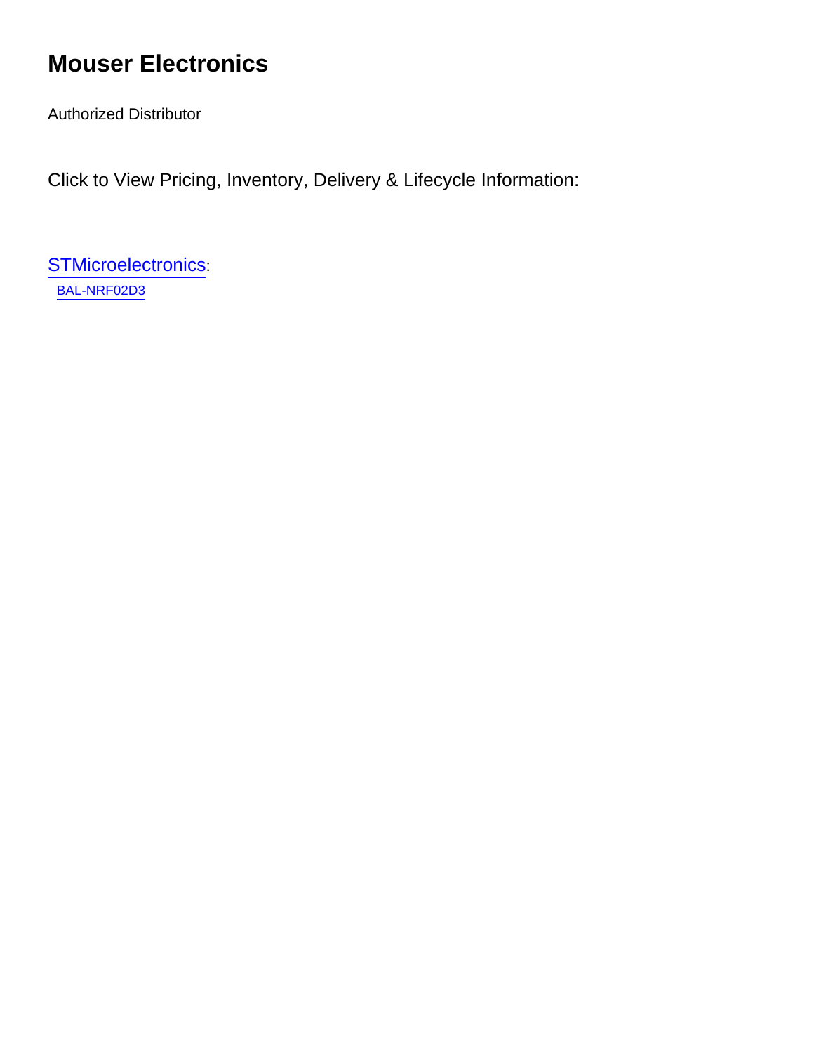# Mouser Electronics

Authorized Distributor

Click to View Pricing, Inventory, Delivery & Lifecycle Information:

STMicroelectronics:

BAL-NRF02D3